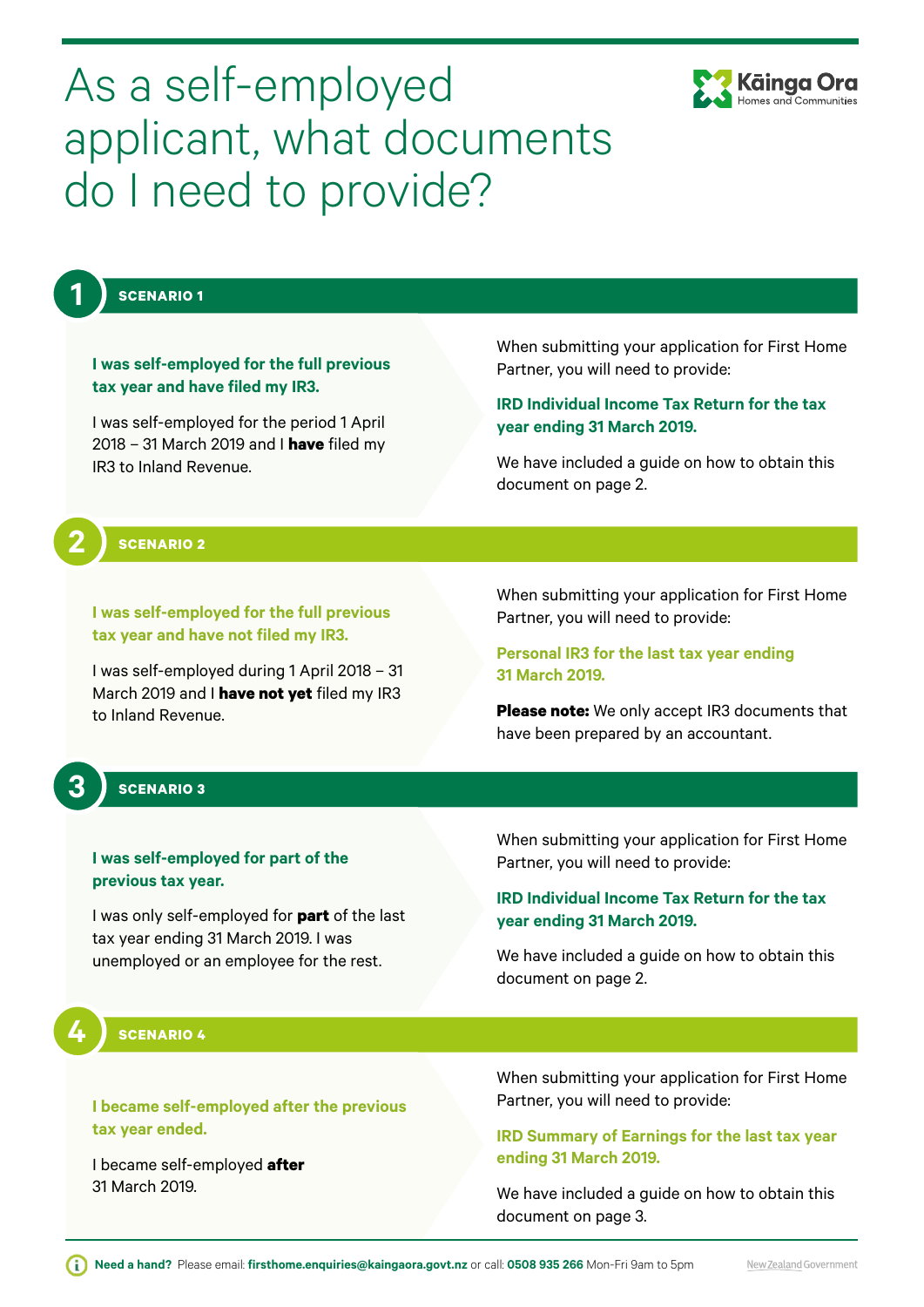# As a self-employed applicant, what documents do I need to provide?

Kāinga Ora
Homes and Communities

## 1 SCENARIO 1

**I was self-employed for the full previous tax year and have filed my IR3.**

I was self-employed for the period 1 April 2018 – 31 March 2019 and I **have** filed my IR3 to Inland Revenue.

When submitting your application for First Home Partner, you will need to provide:

**IRD Individual Income Tax Return for the tax year ending 31 March 2019.**

We have included a guide on how to obtain this document on page 2.

## 2 SCENARIO 2

**I was self-employed for the full previous tax year and have not filed my IR3.**

I was self-employed during 1 April 2018 – 31 March 2019 and I **have not yet** filed my IR3 to Inland Revenue.

When submitting your application for First Home Partner, you will need to provide:

**Personal IR3 for the last tax year ending 31 March 2019.**

**Please note:** We only accept IR3 documents that have been prepared by an accountant.

## 3 SCENARIO 3

**I was self-employed for part of the previous tax year.**

I was only self-employed for **part** of the last tax year ending 31 March 2019. I was unemployed or an employee for the rest.

When submitting your application for First Home Partner, you will need to provide:

**IRD Individual Income Tax Return for the tax year ending 31 March 2019.**

We have included a guide on how to obtain this document on page 2.

## 4 SCENARIO 4

**I became self-employed after the previous tax year ended.**

I became self-employed **after** 31 March 2019.

When submitting your application for First Home Partner, you will need to provide:

**IRD Summary of Earnings for the last tax year ending 31 March 2019.**

We have included a guide on how to obtain this document on page 3.

**Need a hand?** Please email: **firsthome.enquiries@kaingaora.govt.nz** or call: **0508 935 266** Mon-Fri 9am to 5pm

New Zealand Government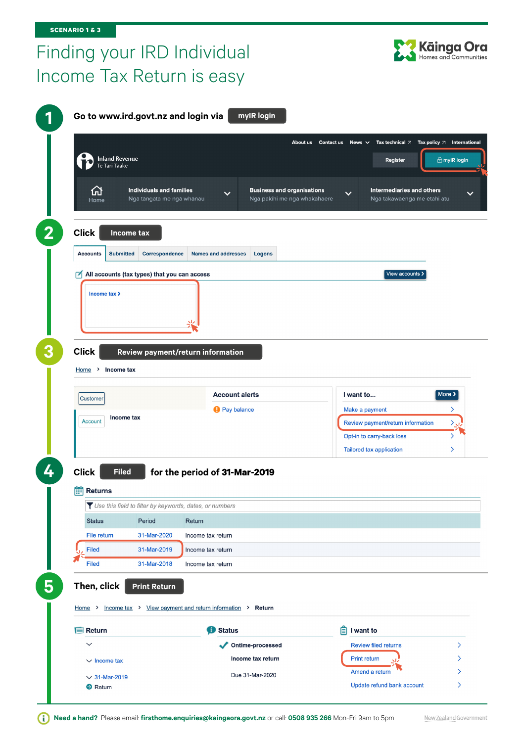SCENARIO 1 & 3

# Finding your IRD Individual Income Tax Return is easy

Kāinga Ora
Homes and Communities

## 1

Go to www.ird.govt.nz and login via **myIR login**

About us | Contact us | News | Tax technical | Tax policy | International

Inland Revenue
Te Tari Taake

Register | myIR login

Home | Individuals and families — Ngā tāngata me ngā whānau | Business and organisations — Ngā pakihi me ngā whakahaere | Intermediaries and others — Ngā takawaenga me ētahi atu

## 2

Click **Income tax**

Accounts | Submitted | Correspondence | Names and addresses | Logons

All accounts (tax types) that you can access — View accounts

Income tax

## 3

Click **Review payment/return information**

Home > Income tax

Customer

Account — Income tax

Account alerts
- Pay balance

I want to... — More
- Make a payment
- Review payment/return information
- Opt-in to carry-back loss
- Tailored tax application

## 4

Click **Filed** for the period of **31-Mar-2019**

Returns

*Use this field to filter by keywords, dates, or numbers*

| Status | Period | Return |
|---|---|---|
| File return | 31-Mar-2020 | Income tax return |
| Filed | 31-Mar-2019 | Income tax return |
| Filed | 31-Mar-2018 | Income tax return |

## 5

Then, click **Print Return**

Home > Income tax > View payment and return information > Return

Return
- Income tax
- 31-Mar-2019
- Return

Status
- Ontime-processed
- Income tax return
- Due 31-Mar-2020

I want to
- Review filed returns
- Print return
- Amend a return
- Update refund bank account

**Need a hand?** Please email: **firsthome.enquiries@kaingaora.govt.nz** or call: **0508 935 266** Mon-Fri 9am to 5pm

New Zealand Government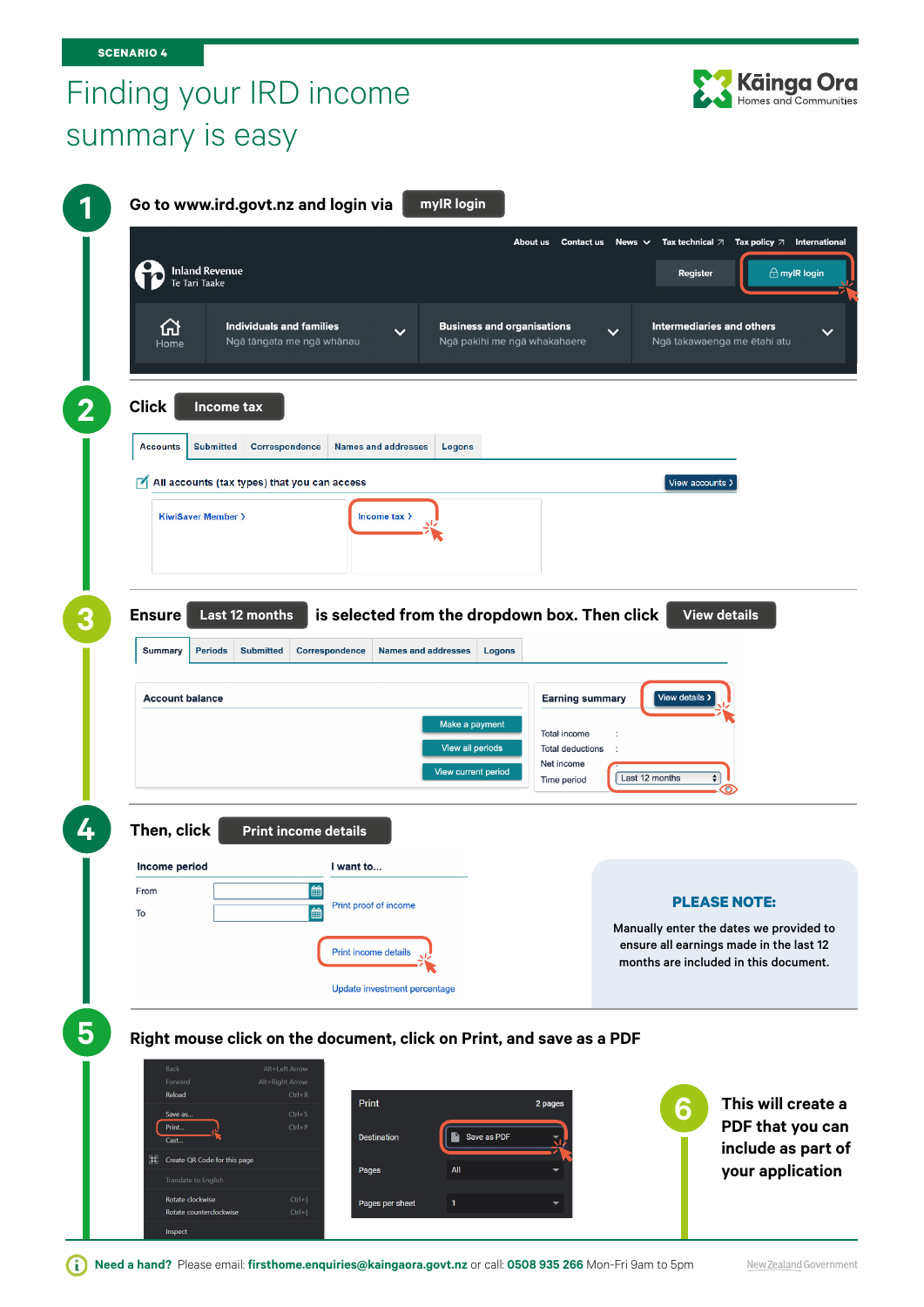SCENARIO 4

# Finding your IRD income summary is easy

Kāinga Ora
Homes and Communities

## 1

Go to www.ird.govt.nz and login via **myIR login**

About us | Contact us | News | Tax technical | Tax policy | International

Inland Revenue
Te Tari Taake

Register | myIR login

Home | Individuals and families — Ngā tāngata me ngā whānau | Business and organisations — Ngā pakihi me ngā whakahaere | Intermediaries and others — Ngā takawaenga me ētahi atu

## 2

Click **Income tax**

Accounts | Submitted | Correspondence | Names and addresses | Logons

All accounts (tax types) that you can access — View accounts

KiwiSaver Member | Income tax

## 3

Ensure **Last 12 months** is selected from the dropdown box. Then click **View details**

Summary | Periods | Submitted | Correspondence | Names and addresses | Logons

Account balance
Make a payment
View all periods
View current period

Earning summary — View details
Total income :
Total deductions :
Net income
Time period — Last 12 months

## 4

Then, click **Print income details**

Income period
From
To

I want to...
Print proof of income
Print income details
Update investment percentage

**PLEASE NOTE:**
Manually enter the dates we provided to ensure all earnings made in the last 12 months are included in this document.

## 5

Right mouse click on the document, click on Print, and save as a PDF

Back — Alt+Left Arrow
Forward — Alt+Right Arrow
Reload — Ctrl+R
Save as... — Ctrl+S
Print... — Ctrl+P
Cast...
Create QR Code for this page
Translate to English
Rotate clockwise — Ctrl+]
Rotate counterclockwise — Ctrl+[
Inspect

Print — 2 pages
Destination — Save as PDF
Pages — All
Pages per sheet — 1

## 6

This will create a PDF that you can include as part of your application

**Need a hand?** Please email: **firsthome.enquiries@kaingaora.govt.nz** or call: **0508 935 266** Mon-Fri 9am to 5pm

New Zealand Government